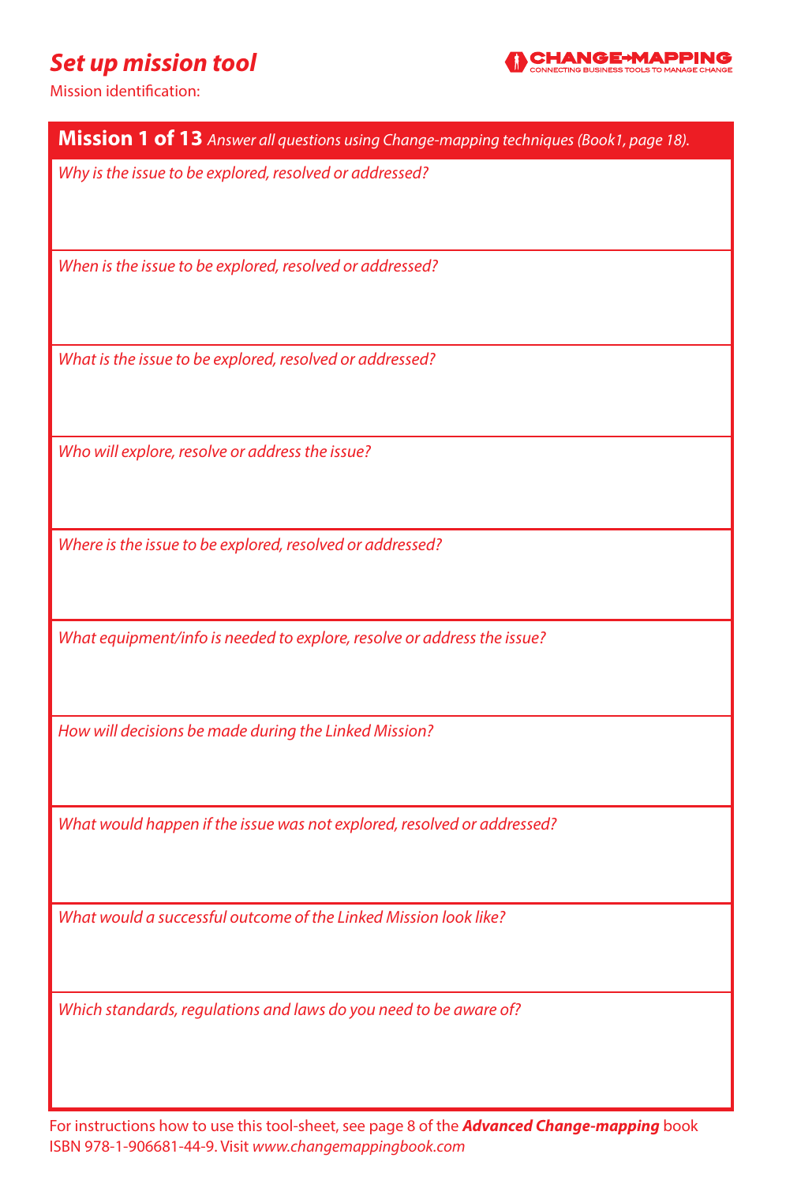# *Set up mission tool*

CHANGE-MAPPING
CONNECTING BUSINESS TOOLS TO MANAGE CHANGE

Mission identification:

| **Mission 1 of 13** *Answer all questions using Change-mapping techniques (Book1, page 18).* |
|---|
| *Why is the issue to be explored, resolved or addressed?* |
| *When is the issue to be explored, resolved or addressed?* |
| *What is the issue to be explored, resolved or addressed?* |
| *Who will explore, resolve or address the issue?* |
| *Where is the issue to be explored, resolved or addressed?* |
| *What equipment/info is needed to explore, resolve or address the issue?* |
| *How will decisions be made during the Linked Mission?* |
| *What would happen if the issue was not explored, resolved or addressed?* |
| *What would a successful outcome of the Linked Mission look like?* |
| *Which standards, regulations and laws do you need to be aware of?* |

For instructions how to use this tool-sheet, see page 8 of the ***Advanced Change-mapping*** book ISBN 978-1-906681-44-9. Visit *www.changemappingbook.com*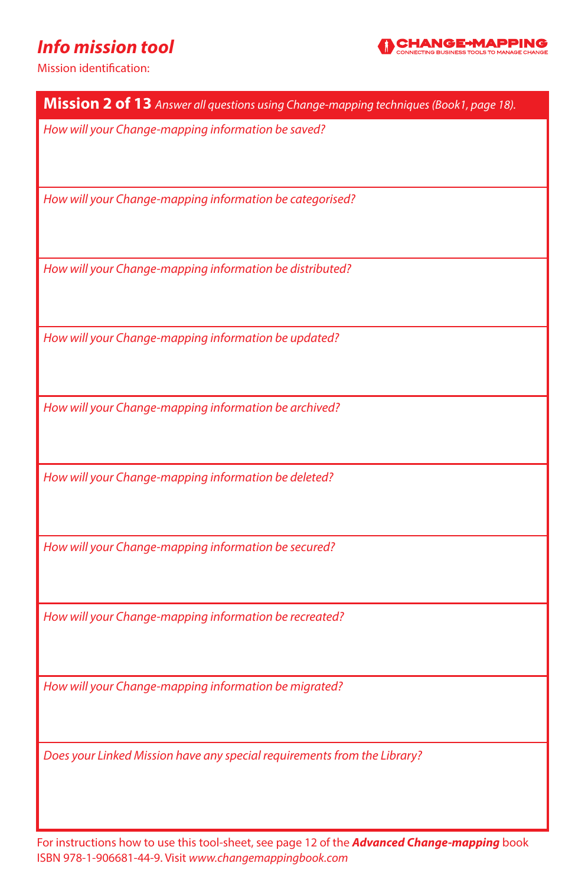# *Info mission tool*

**CHANGE➔MAPPING**
CONNECTING BUSINESS TOOLS TO MANAGE CHANGE

Mission identification:

| **Mission 2 of 13** *Answer all questions using Change-mapping techniques (Book1, page 18).* |
|---|
| *How will your Change-mapping information be saved?* |
| *How will your Change-mapping information be categorised?* |
| *How will your Change-mapping information be distributed?* |
| *How will your Change-mapping information be updated?* |
| *How will your Change-mapping information be archived?* |
| *How will your Change-mapping information be deleted?* |
| *How will your Change-mapping information be secured?* |
| *How will your Change-mapping information be recreated?* |
| *How will your Change-mapping information be migrated?* |
| *Does your Linked Mission have any special requirements from the Library?* |

For instructions how to use this tool-sheet, see page 12 of the ***Advanced Change-mapping*** book ISBN 978-1-906681-44-9. Visit *www.changemappingbook.com*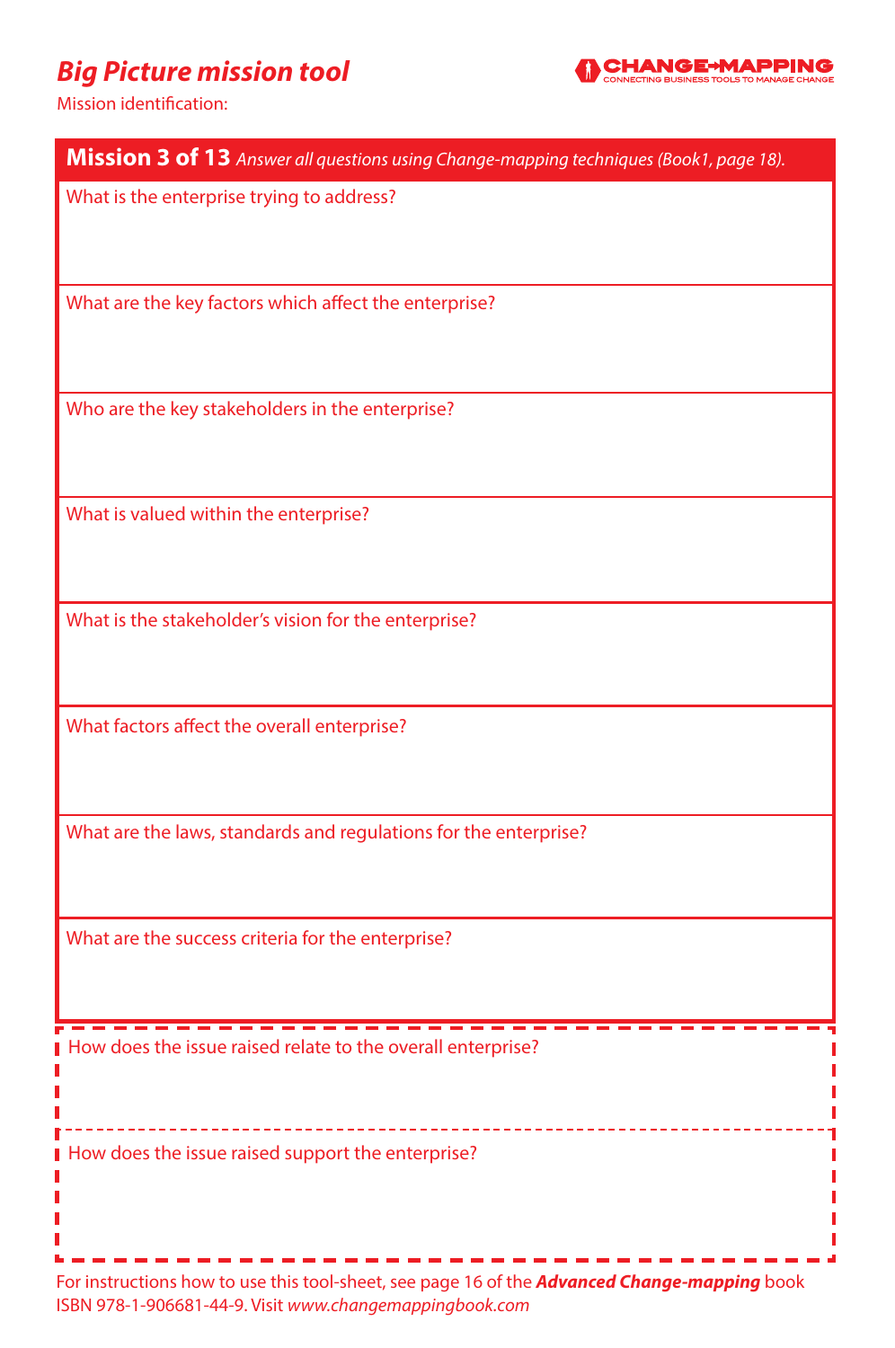# *Big Picture mission tool*

**CHANGE-MAPPING**
CONNECTING BUSINESS TOOLS TO MANAGE CHANGE

Mission identification:

**Mission 3 of 13** *Answer all questions using Change-mapping techniques (Book1, page 18).*

What is the enterprise trying to address?

What are the key factors which affect the enterprise?

Who are the key stakeholders in the enterprise?

What is valued within the enterprise?

What is the stakeholder's vision for the enterprise?

What factors affect the overall enterprise?

What are the laws, standards and regulations for the enterprise?

What are the success criteria for the enterprise?

How does the issue raised relate to the overall enterprise?

How does the issue raised support the enterprise?

For instructions how to use this tool-sheet, see page 16 of the ***Advanced Change-mapping*** book ISBN 978-1-906681-44-9. Visit *www.changemappingbook.com*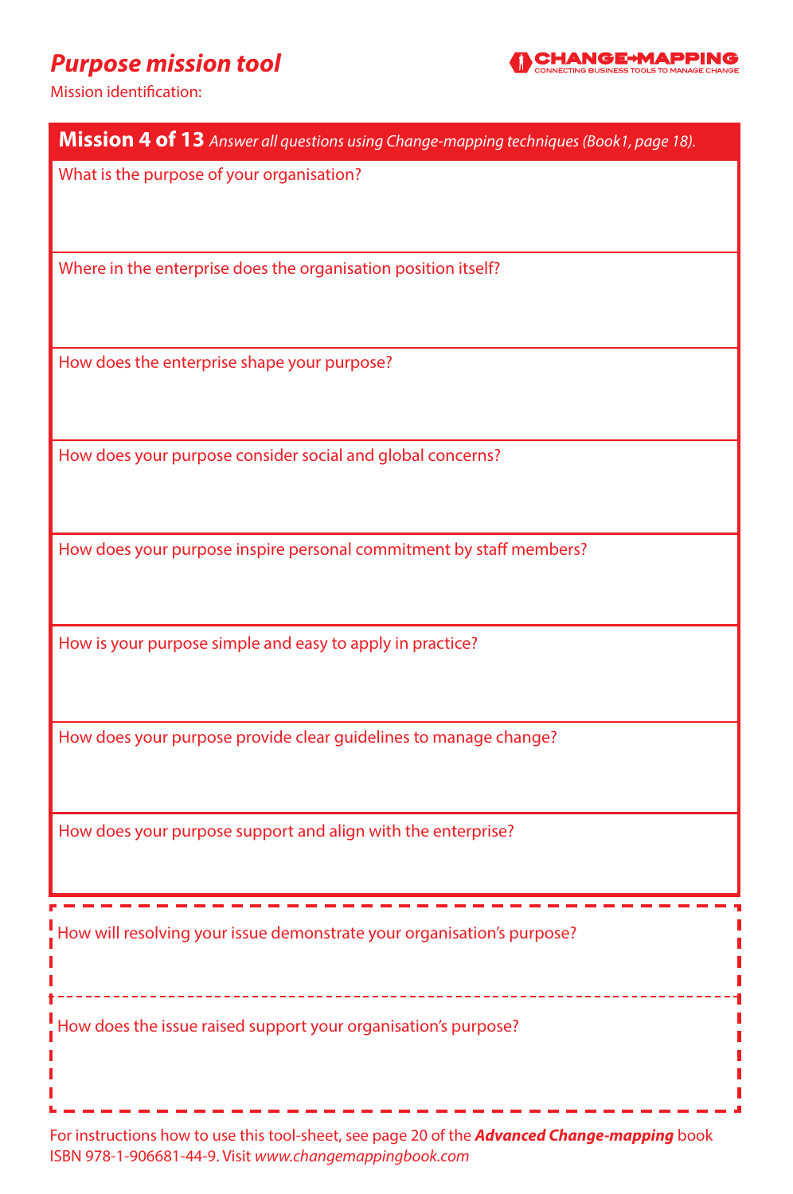# *Purpose mission tool*

**CHANGE-MAPPING**
CONNECTING BUSINESS TOOLS TO MANAGE CHANGE

Mission identification:

## Mission 4 of 13 *Answer all questions using Change-mapping techniques (Book1, page 18).*

What is the purpose of your organisation?

Where in the enterprise does the organisation position itself?

How does the enterprise shape your purpose?

How does your purpose consider social and global concerns?

How does your purpose inspire personal commitment by staff members?

How is your purpose simple and easy to apply in practice?

How does your purpose provide clear guidelines to manage change?

How does your purpose support and align with the enterprise?

---

How will resolving your issue demonstrate your organisation's purpose?

How does the issue raised support your organisation's purpose?

---

For instructions how to use this tool-sheet, see page 20 of the ***Advanced Change-mapping*** book ISBN 978-1-906681-44-9. Visit *www.changemappingbook.com*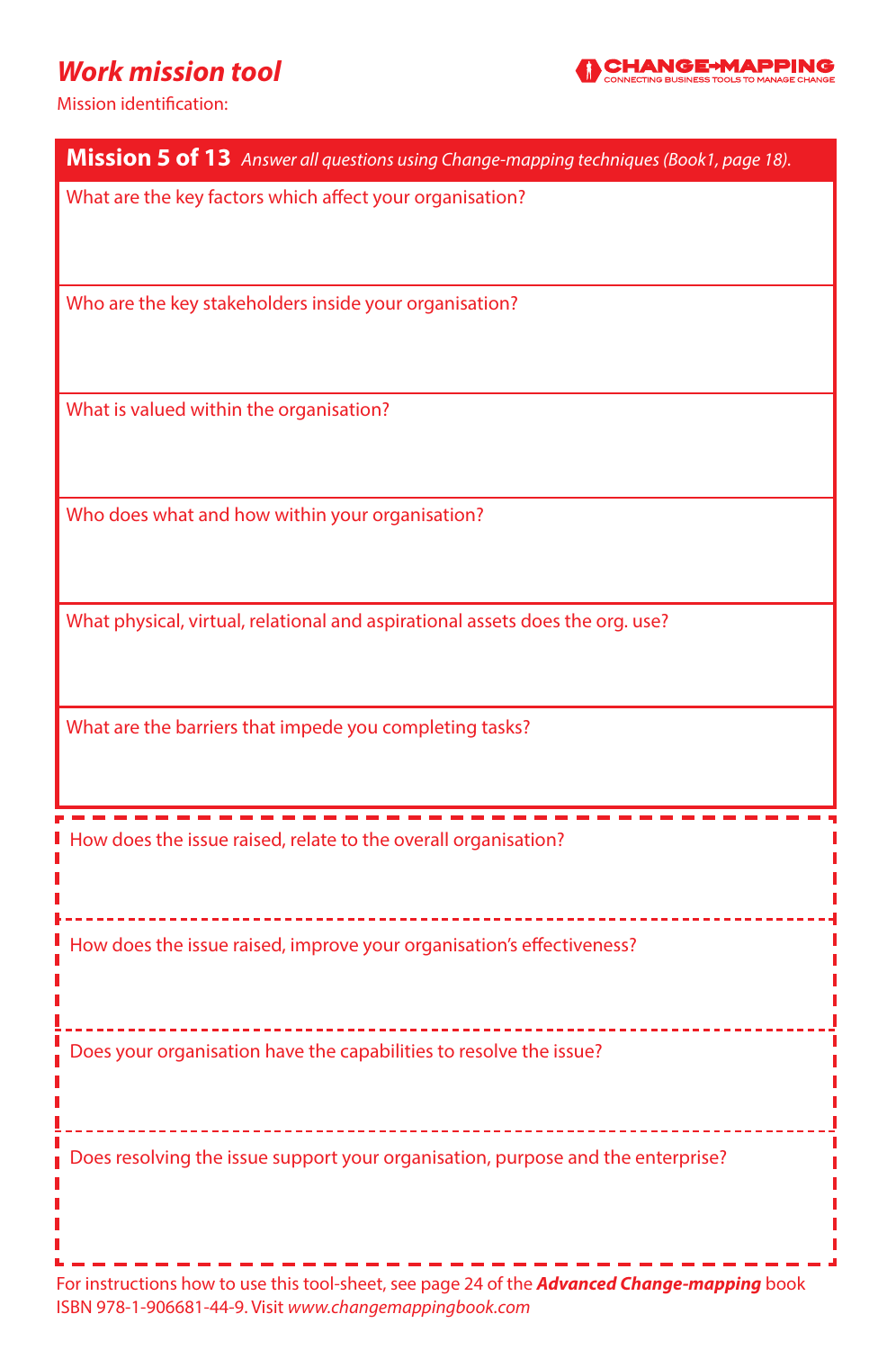# *Work mission tool*

CHANGE-MAPPING
CONNECTING BUSINESS TOOLS TO MANAGE CHANGE

Mission identification:

## Mission 5 of 13 *Answer all questions using Change-mapping techniques (Book1, page 18).*

What are the key factors which affect your organisation?

Who are the key stakeholders inside your organisation?

What is valued within the organisation?

Who does what and how within your organisation?

What physical, virtual, relational and aspirational assets does the org. use?

What are the barriers that impede you completing tasks?

How does the issue raised, relate to the overall organisation?

How does the issue raised, improve your organisation's effectiveness?

Does your organisation have the capabilities to resolve the issue?

Does resolving the issue support your organisation, purpose and the enterprise?

For instructions how to use this tool-sheet, see page 24 of the ***Advanced Change-mapping*** book ISBN 978-1-906681-44-9. Visit *www.changemappingbook.com*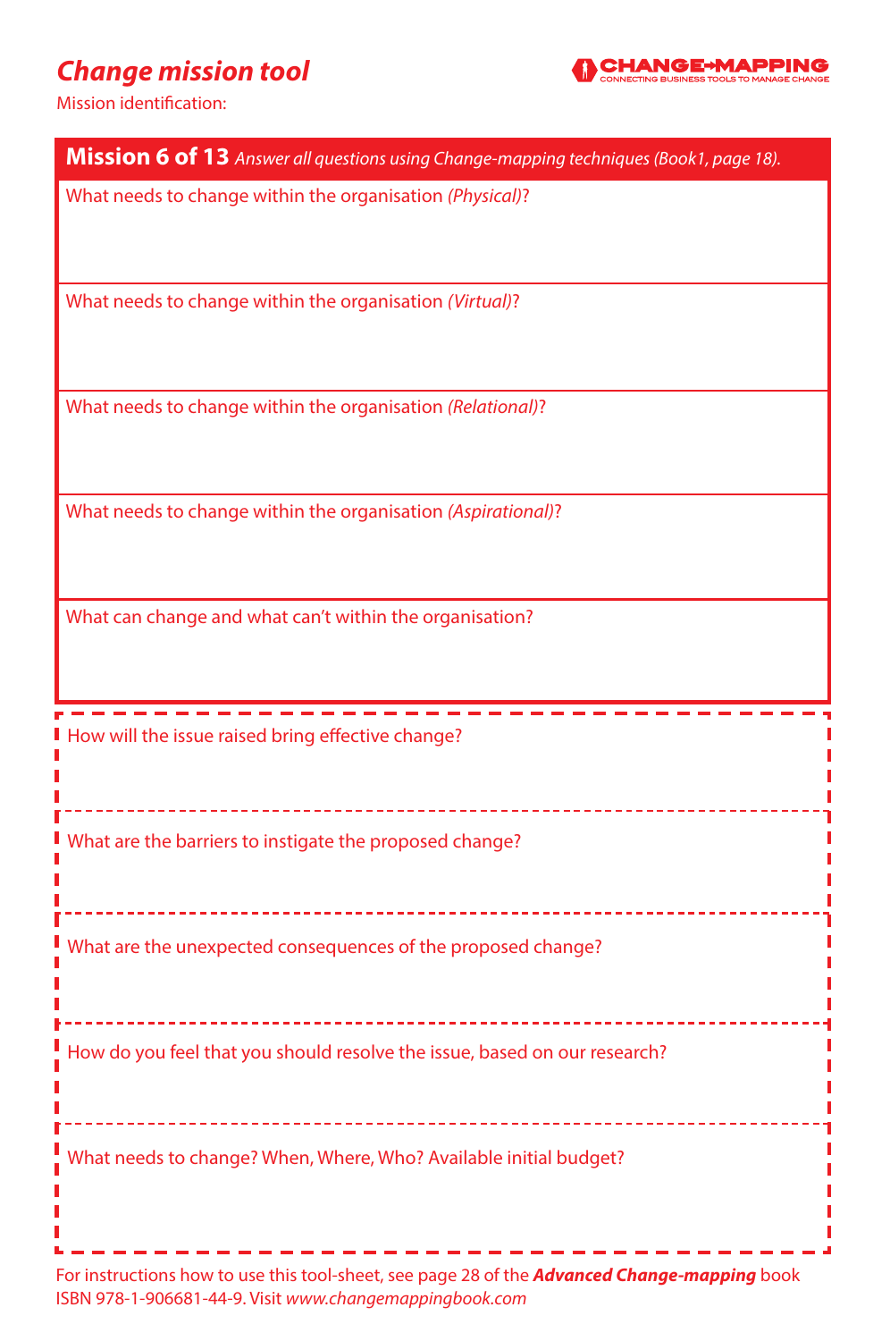# *Change mission tool*

**CHANGE-MAPPING**
CONNECTING BUSINESS TOOLS TO MANAGE CHANGE

Mission identification:

**Mission 6 of 13** *Answer all questions using Change-mapping techniques (Book1, page 18).*

What needs to change within the organisation *(Physical)*?

What needs to change within the organisation *(Virtual)*?

What needs to change within the organisation *(Relational)*?

What needs to change within the organisation *(Aspirational)*?

What can change and what can't within the organisation?

How will the issue raised bring effective change?

What are the barriers to instigate the proposed change?

What are the unexpected consequences of the proposed change?

How do you feel that you should resolve the issue, based on our research?

What needs to change? When, Where, Who? Available initial budget?

For instructions how to use this tool-sheet, see page 28 of the ***Advanced Change-mapping*** book ISBN 978-1-906681-44-9. Visit *www.changemappingbook.com*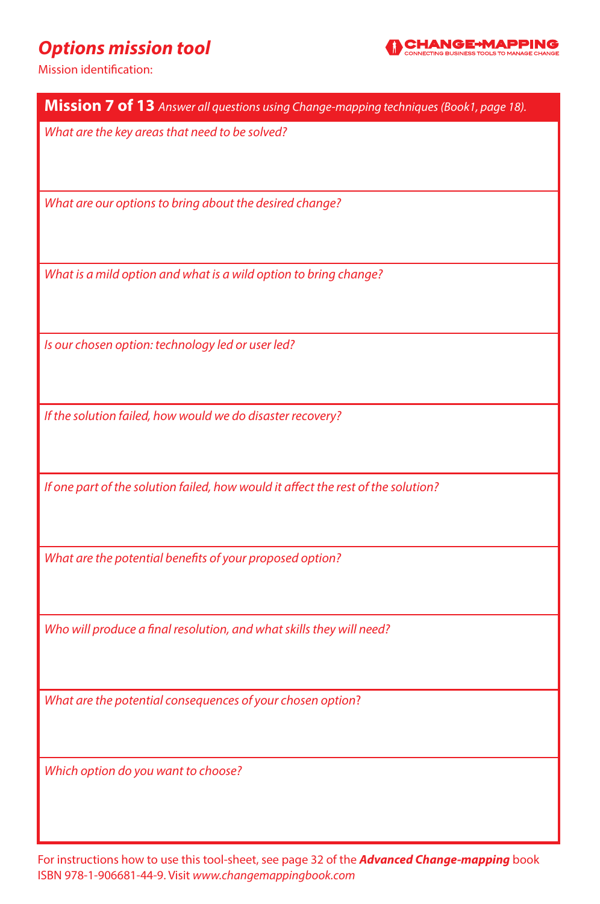# *Options mission tool*

**CHANGE→MAPPING**
CONNECTING BUSINESS TOOLS TO MANAGE CHANGE

Mission identification:

**Mission 7 of 13** *Answer all questions using Change-mapping techniques (Book1, page 18).*

*What are the key areas that need to be solved?*

*What are our options to bring about the desired change?*

*What is a mild option and what is a wild option to bring change?*

*Is our chosen option: technology led or user led?*

*If the solution failed, how would we do disaster recovery?*

*If one part of the solution failed, how would it affect the rest of the solution?*

*What are the potential benefits of your proposed option?*

*Who will produce a final resolution, and what skills they will need?*

*What are the potential consequences of your chosen option?*

*Which option do you want to choose?*

For instructions how to use this tool-sheet, see page 32 of the ***Advanced Change-mapping*** book
ISBN 978-1-906681-44-9. Visit *www.changemappingbook.com*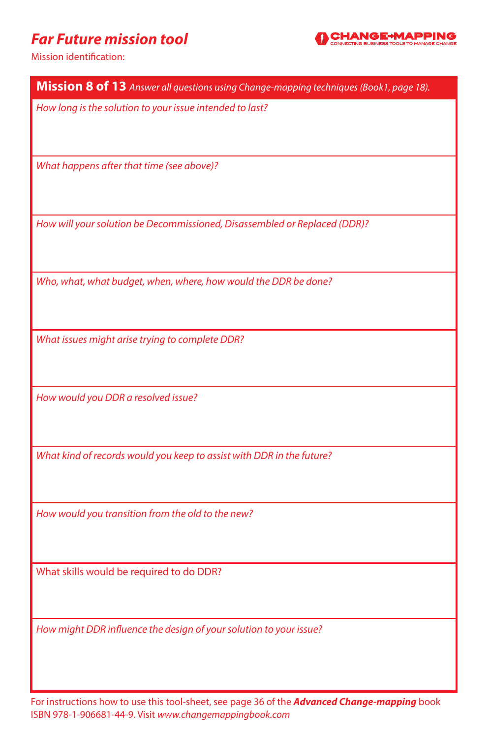# *Far Future mission tool*

**CHANGE➔MAPPING**
CONNECTING BUSINESS TOOLS TO MANAGE CHANGE

Mission identification:

**Mission 8 of 13** *Answer all questions using Change-mapping techniques (Book1, page 18).*

*How long is the solution to your issue intended to last?*

*What happens after that time (see above)?*

*How will your solution be Decommissioned, Disassembled or Replaced (DDR)?*

*Who, what, what budget, when, where, how would the DDR be done?*

*What issues might arise trying to complete DDR?*

*How would you DDR a resolved issue?*

*What kind of records would you keep to assist with DDR in the future?*

*How would you transition from the old to the new?*

What skills would be required to do DDR?

*How might DDR influence the design of your solution to your issue?*

For instructions how to use this tool-sheet, see page 36 of the ***Advanced Change-mapping*** book ISBN 978-1-906681-44-9. Visit *www.changemappingbook.com*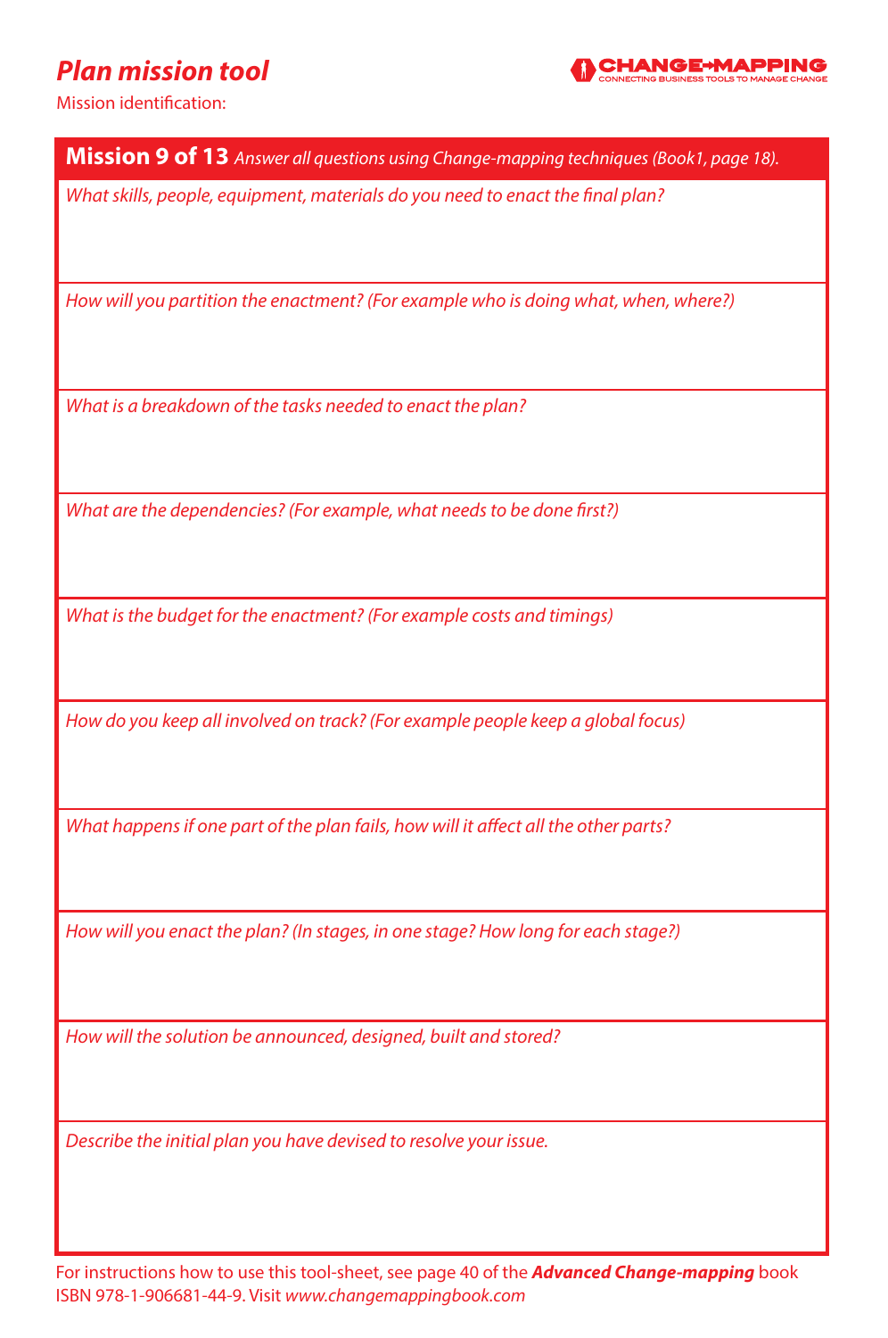# *Plan mission tool*

**CHANGE→MAPPING**
CONNECTING BUSINESS TOOLS TO MANAGE CHANGE

Mission identification:

**Mission 9 of 13** *Answer all questions using Change-mapping techniques (Book1, page 18).*

*What skills, people, equipment, materials do you need to enact the final plan?*

*How will you partition the enactment? (For example who is doing what, when, where?)*

*What is a breakdown of the tasks needed to enact the plan?*

*What are the dependencies? (For example, what needs to be done first?)*

*What is the budget for the enactment? (For example costs and timings)*

*How do you keep all involved on track? (For example people keep a global focus)*

*What happens if one part of the plan fails, how will it affect all the other parts?*

*How will you enact the plan? (In stages, in one stage? How long for each stage?)*

*How will the solution be announced, designed, built and stored?*

*Describe the initial plan you have devised to resolve your issue.*

For instructions how to use this tool-sheet, see page 40 of the ***Advanced Change-mapping*** book ISBN 978-1-906681-44-9. Visit *www.changemappingbook.com*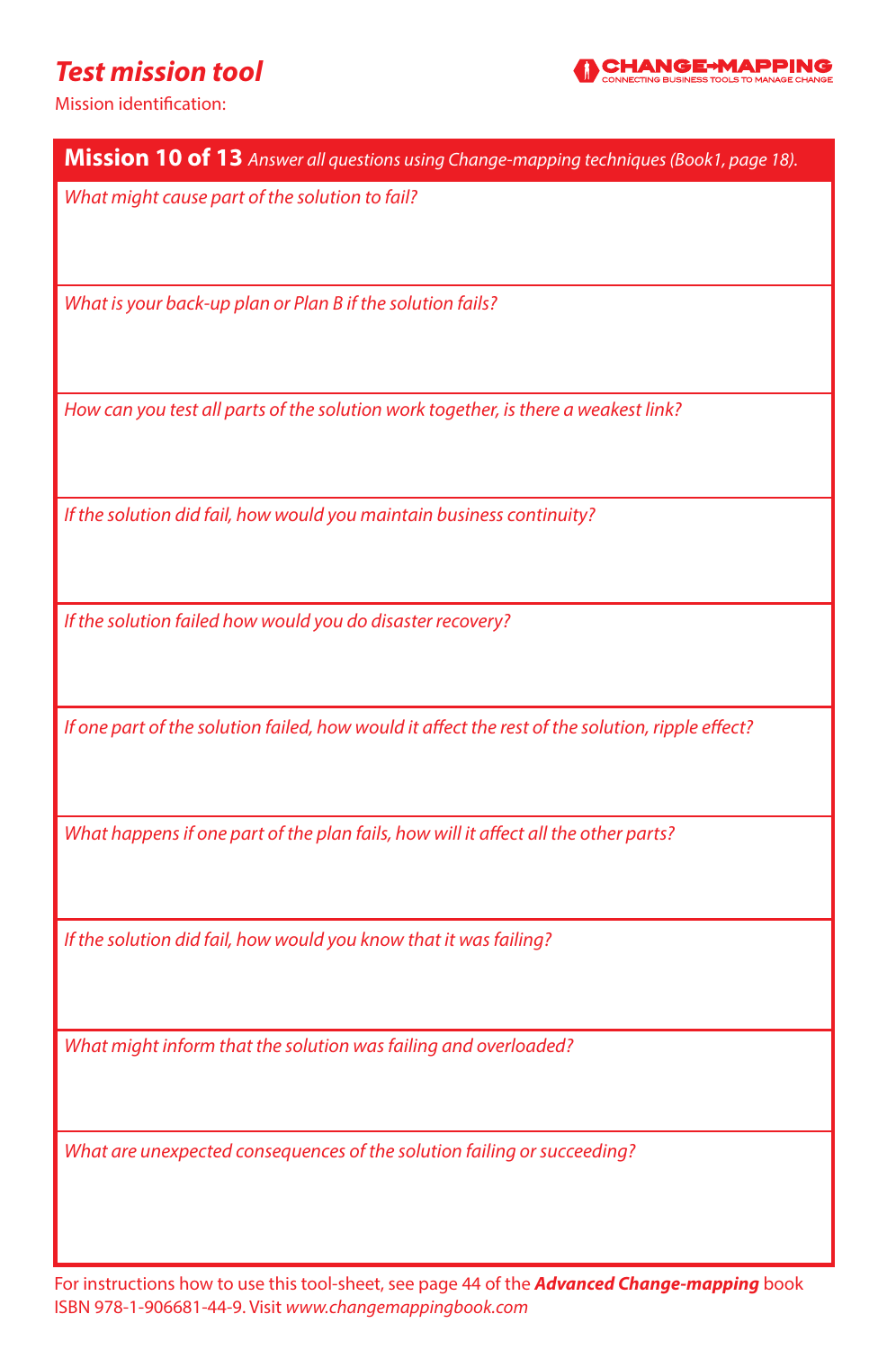# *Test mission tool*

CHANGE-MAPPING
CONNECTING BUSINESS TOOLS TO MANAGE CHANGE

Mission identification:

| **Mission 10 of 13** *Answer all questions using Change-mapping techniques (Book1, page 18).* |
|---|
| *What might cause part of the solution to fail?* |
| *What is your back-up plan or Plan B if the solution fails?* |
| *How can you test all parts of the solution work together, is there a weakest link?* |
| *If the solution did fail, how would you maintain business continuity?* |
| *If the solution failed how would you do disaster recovery?* |
| *If one part of the solution failed, how would it affect the rest of the solution, ripple effect?* |
| *What happens if one part of the plan fails, how will it affect all the other parts?* |
| *If the solution did fail, how would you know that it was failing?* |
| *What might inform that the solution was failing and overloaded?* |
| *What are unexpected consequences of the solution failing or succeeding?* |

For instructions how to use this tool-sheet, see page 44 of the ***Advanced Change-mapping*** book ISBN 978-1-906681-44-9. Visit *www.changemappingbook.com*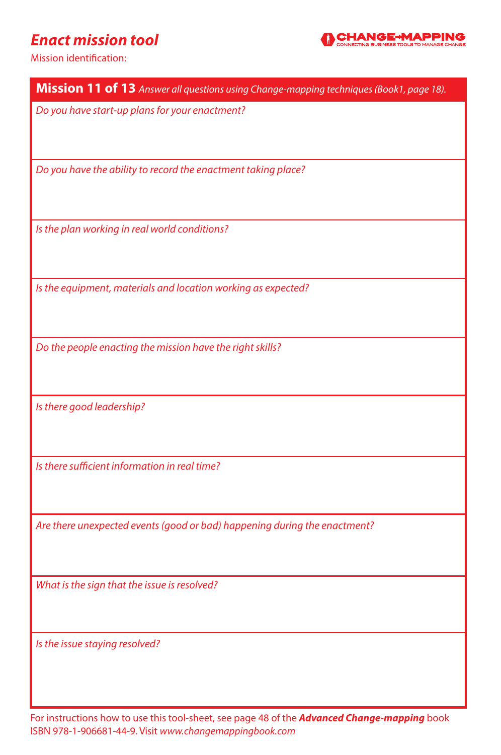# *Enact mission tool*

**CHANGE➔MAPPING**
CONNECTING BUSINESS TOOLS TO MANAGE CHANGE

Mission identification:

**Mission 11 of 13** *Answer all questions using Change-mapping techniques (Book1, page 18).*

*Do you have start-up plans for your enactment?*

*Do you have the ability to record the enactment taking place?*

*Is the plan working in real world conditions?*

*Is the equipment, materials and location working as expected?*

*Do the people enacting the mission have the right skills?*

*Is there good leadership?*

*Is there sufficient information in real time?*

*Are there unexpected events (good or bad) happening during the enactment?*

*What is the sign that the issue is resolved?*

*Is the issue staying resolved?*

For instructions how to use this tool-sheet, see page 48 of the ***Advanced Change-mapping*** book ISBN 978-1-906681-44-9. Visit *www.changemappingbook.com*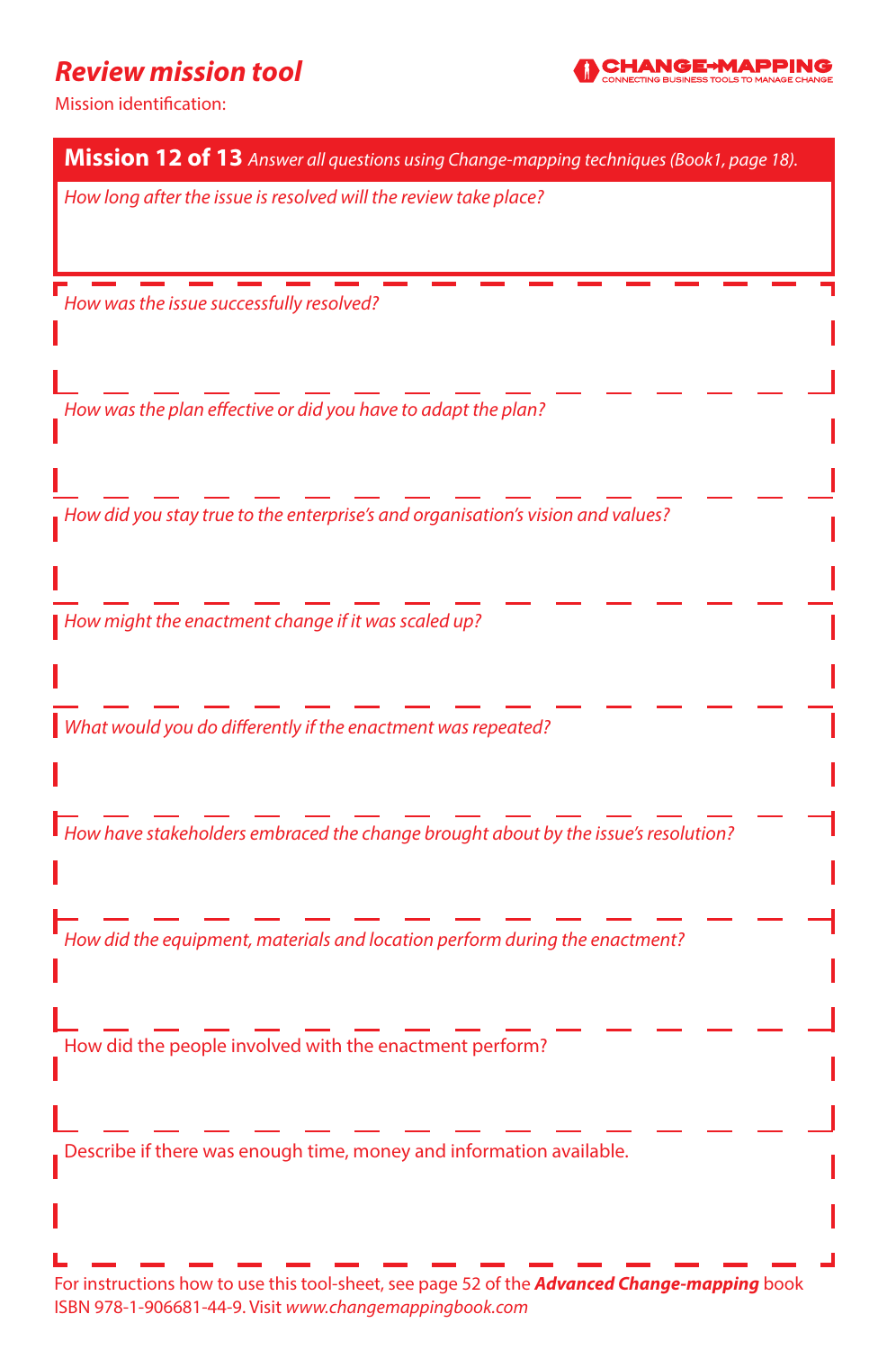# *Review mission tool*

**CHANGE-MAPPING**
CONNECTING BUSINESS TOOLS TO MANAGE CHANGE

Mission identification:

## Mission 12 of 13 *Answer all questions using Change-mapping techniques (Book1, page 18).*

*How long after the issue is resolved will the review take place?*

*How was the issue successfully resolved?*

*How was the plan effective or did you have to adapt the plan?*

*How did you stay true to the enterprise's and organisation's vision and values?*

*How might the enactment change if it was scaled up?*

*What would you do differently if the enactment was repeated?*

*How have stakeholders embraced the change brought about by the issue's resolution?*

*How did the equipment, materials and location perform during the enactment?*

How did the people involved with the enactment perform?

Describe if there was enough time, money and information available.

For instructions how to use this tool-sheet, see page 52 of the ***Advanced Change-mapping*** book ISBN 978-1-906681-44-9. Visit *www.changemappingbook.com*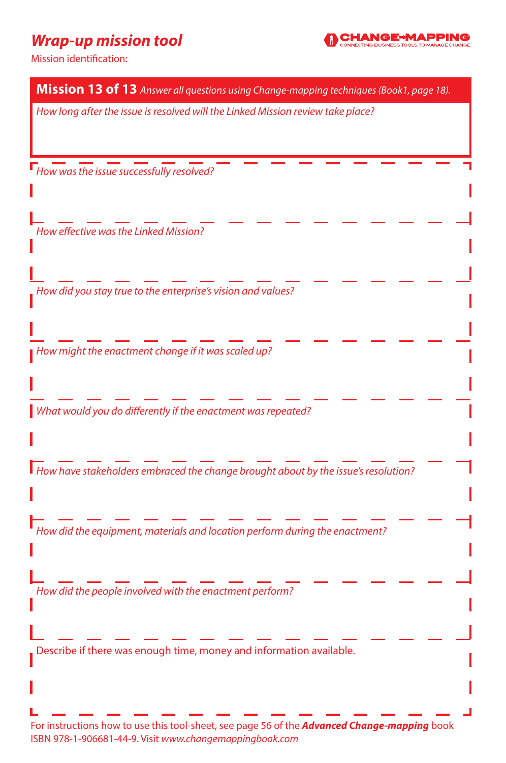# *Wrap-up mission tool*

CHANGE-MAPPING
CONNECTING BUSINESS TOOLS TO MANAGE CHANGE

Mission identification:

**Mission 13 of 13** *Answer all questions using Change-mapping techniques (Book1, page 18).*

*How long after the issue is resolved will the Linked Mission review take place?*

*How was the issue successfully resolved?*

*How effective was the Linked Mission?*

*How did you stay true to the enterprise's vision and values?*

*How might the enactment change if it was scaled up?*

*What would you do differently if the enactment was repeated?*

*How have stakeholders embraced the change brought about by the issue's resolution?*

*How did the equipment, materials and location perform during the enactment?*

*How did the people involved with the enactment perform?*

Describe if there was enough time, money and information available.

For instructions how to use this tool-sheet, see page 56 of the ***Advanced Change-mapping*** book ISBN 978-1-906681-44-9. Visit *www.changemappingbook.com*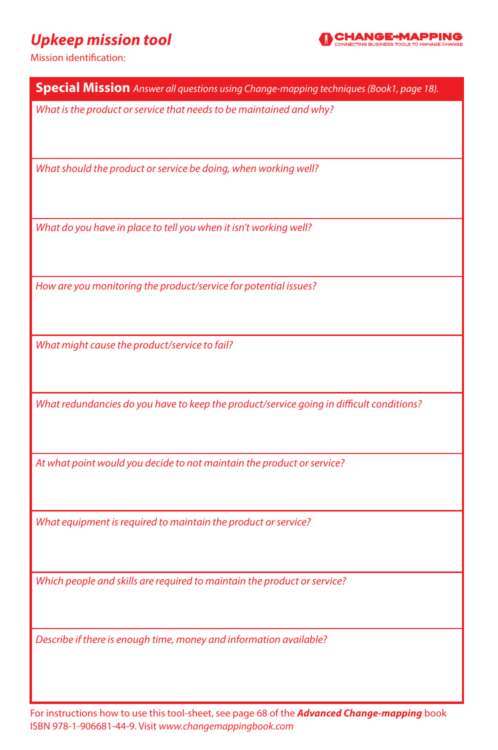# *Upkeep mission tool*

**CHANGE➔MAPPING**
CONNECTING BUSINESS TOOLS TO MANAGE CHANGE

Mission identification:

## Special Mission *Answer all questions using Change-mapping techniques (Book1, page 18).*

*What is the product or service that needs to be maintained and why?*

*What should the product or service be doing, when working well?*

*What do you have in place to tell you when it isn't working well?*

*How are you monitoring the product/service for potential issues?*

*What might cause the product/service to fail?*

*What redundancies do you have to keep the product/service going in difficult conditions?*

*At what point would you decide to not maintain the product or service?*

*What equipment is required to maintain the product or service?*

*Which people and skills are required to maintain the product or service?*

*Describe if there is enough time, money and information available?*

For instructions how to use this tool-sheet, see page 68 of the ***Advanced Change-mapping*** book ISBN 978-1-906681-44-9. Visit *www.changemappingbook.com*